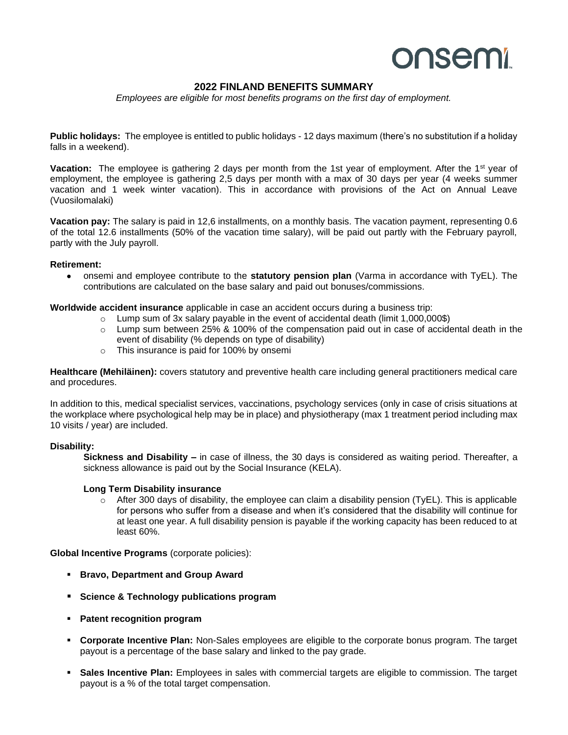# 2022 FINLAND BENEFITS SUMMARY

*Employees are eligible for most benefits programs on the first day of employment.*

**Public holidays:** The employee is entitled to public holidays - 12 days maximum (there's no substitution if a holiday falls in a weekend).

**Vacation:** The employee is gathering 2 days per month from the 1st year of employment. After the 1st year of employment, the employee is gathering 2,5 days per month with a max of 30 days per year (4 weeks summer vacation and 1 week winter vacation). This in accordance with provisions of the Act on Annual Leave (Vuosilomalaki)

**Vacation pay:** The salary is paid in 12,6 installments, on a monthly basis. The vacation payment, representing 0.6 of the total 12.6 installments (50% of the vacation time salary), will be paid out partly with the February payroll, partly with the July payroll.

**Retirement:**

- onsemi and employee contribute to the **statutory pension plan** (Varma in accordance with TyEL). The contributions are calculated on the base salary and paid out bonuses/commissions.

**Worldwide accident insurance** applicable in case an accident occurs during a business trip:

- Lump sum of 3x salary payable in the event of accidental death (limit 1,000,000$)
- Lump sum between 25% & 100% of the compensation paid out in case of accidental death in the event of disability (% depends on type of disability)
- This insurance is paid for 100% by onsemi

**Healthcare (Mehiläinen):** covers statutory and preventive health care including general practitioners medical care and procedures.

In addition to this, medical specialist services, vaccinations, psychology services (only in case of crisis situations at the workplace where psychological help may be in place) and physiotherapy (max 1 treatment period including max 10 visits / year) are included.

**Disability:**

**Sickness and Disability –** in case of illness, the 30 days is considered as waiting period. Thereafter, a sickness allowance is paid out by the Social Insurance (KELA).

**Long Term Disability insurance**

- After 300 days of disability, the employee can claim a disability pension (TyEL). This is applicable for persons who suffer from a disease and when it's considered that the disability will continue for at least one year. A full disability pension is payable if the working capacity has been reduced to at least 60%.

**Global Incentive Programs** (corporate policies):

- **Bravo, Department and Group Award**
- **Science & Technology publications program**
- **Patent recognition program**
- **Corporate Incentive Plan:** Non-Sales employees are eligible to the corporate bonus program. The target payout is a percentage of the base salary and linked to the pay grade.
- **Sales Incentive Plan:** Employees in sales with commercial targets are eligible to commission. The target payout is a % of the total target compensation.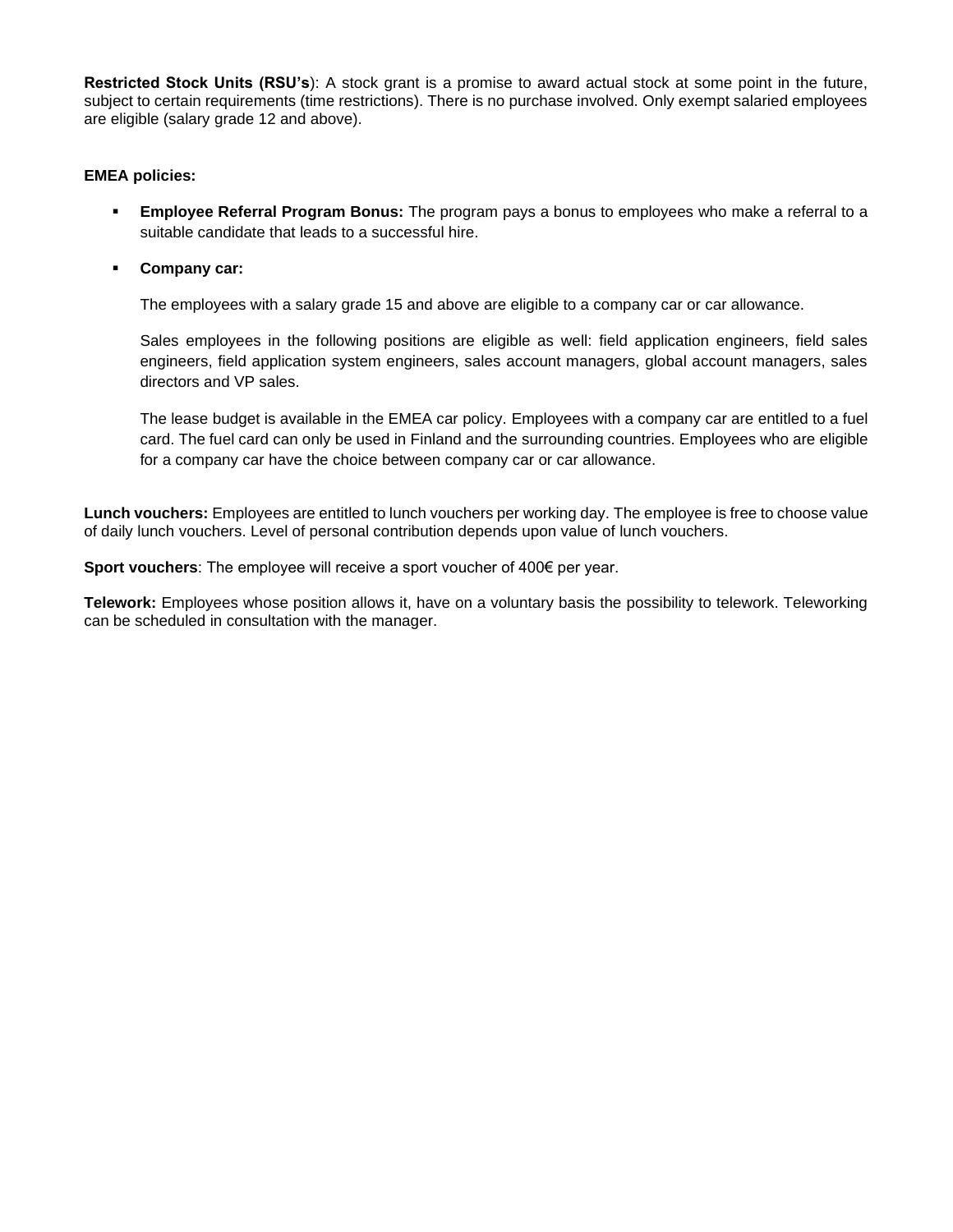**Restricted Stock Units (RSU's)**: A stock grant is a promise to award actual stock at some point in the future, subject to certain requirements (time restrictions). There is no purchase involved. Only exempt salaried employees are eligible (salary grade 12 and above).

**EMEA policies:**

- **Employee Referral Program Bonus:** The program pays a bonus to employees who make a referral to a suitable candidate that leads to a successful hire.
- **Company car:**

  The employees with a salary grade 15 and above are eligible to a company car or car allowance.

  Sales employees in the following positions are eligible as well: field application engineers, field sales engineers, field application system engineers, sales account managers, global account managers, sales directors and VP sales.

  The lease budget is available in the EMEA car policy. Employees with a company car are entitled to a fuel card. The fuel card can only be used in Finland and the surrounding countries. Employees who are eligible for a company car have the choice between company car or car allowance.

**Lunch vouchers:** Employees are entitled to lunch vouchers per working day. The employee is free to choose value of daily lunch vouchers. Level of personal contribution depends upon value of lunch vouchers.

**Sport vouchers**: The employee will receive a sport voucher of 400€ per year.

**Telework:** Employees whose position allows it, have on a voluntary basis the possibility to telework. Teleworking can be scheduled in consultation with the manager.